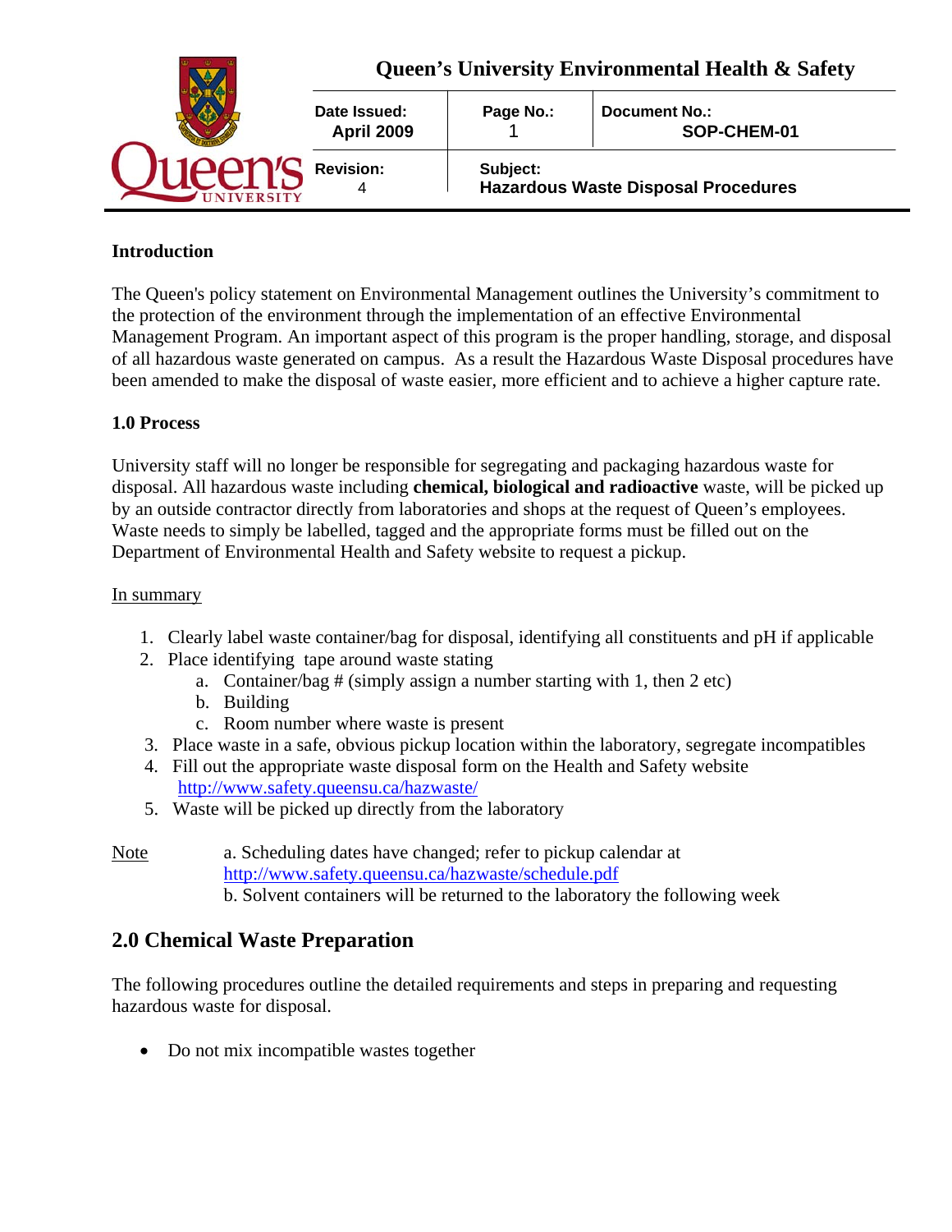| Queen's University Environmental Health & Safety | | |
|---|---|---|
| **Date Issued:** April 2009 | **Page No.:** 1 | **Document No.:** SOP-CHEM-01 |
| **Revision:** 4 | **Subject:** Hazardous Waste Disposal Procedures | |

**Introduction**

The Queen's policy statement on Environmental Management outlines the University's commitment to the protection of the environment through the implementation of an effective Environmental Management Program. An important aspect of this program is the proper handling, storage, and disposal of all hazardous waste generated on campus. As a result the Hazardous Waste Disposal procedures have been amended to make the disposal of waste easier, more efficient and to achieve a higher capture rate.

**1.0 Process**

University staff will no longer be responsible for segregating and packaging hazardous waste for disposal. All hazardous waste including **chemical, biological and radioactive** waste, will be picked up by an outside contractor directly from laboratories and shops at the request of Queen's employees. Waste needs to simply be labelled, tagged and the appropriate forms must be filled out on the Department of Environmental Health and Safety website to request a pickup.

In summary

1. Clearly label waste container/bag for disposal, identifying all constituents and pH if applicable
2. Place identifying tape around waste stating
   a. Container/bag # (simply assign a number starting with 1, then 2 etc)
   b. Building
   c. Room number where waste is present
3. Place waste in a safe, obvious pickup location within the laboratory, segregate incompatibles
4. Fill out the appropriate waste disposal form on the Health and Safety website http://www.safety.queensu.ca/hazwaste/
5. Waste will be picked up directly from the laboratory

Note

a. Scheduling dates have changed; refer to pickup calendar at http://www.safety.queensu.ca/hazwaste/schedule.pdf
b. Solvent containers will be returned to the laboratory the following week

## 2.0 Chemical Waste Preparation

The following procedures outline the detailed requirements and steps in preparing and requesting hazardous waste for disposal.

- Do not mix incompatible wastes together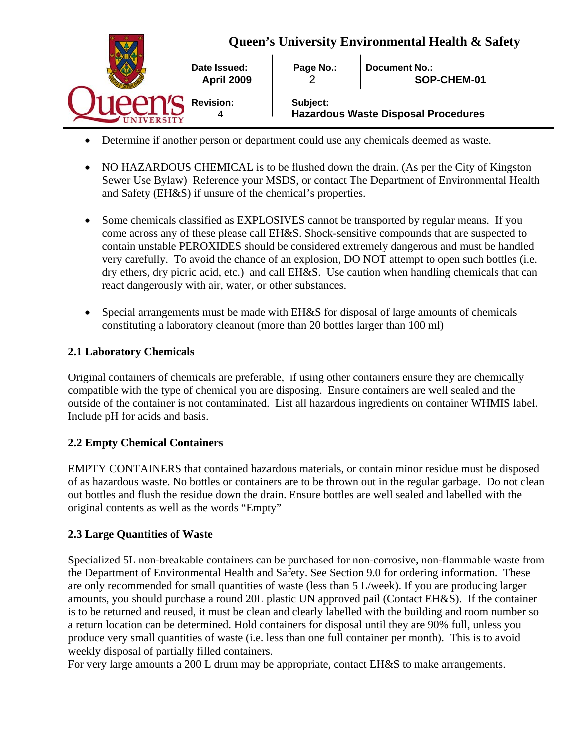- Determine if another person or department could use any chemicals deemed as waste.

- NO HAZARDOUS CHEMICAL is to be flushed down the drain. (As per the City of Kingston Sewer Use Bylaw) Reference your MSDS, or contact The Department of Environmental Health and Safety (EH&S) if unsure of the chemical's properties.

- Some chemicals classified as EXPLOSIVES cannot be transported by regular means. If you come across any of these please call EH&S. Shock-sensitive compounds that are suspected to contain unstable PEROXIDES should be considered extremely dangerous and must be handled very carefully. To avoid the chance of an explosion, DO NOT attempt to open such bottles (i.e. dry ethers, dry picric acid, etc.) and call EH&S. Use caution when handling chemicals that can react dangerously with air, water, or other substances.

- Special arrangements must be made with EH&S for disposal of large amounts of chemicals constituting a laboratory cleanout (more than 20 bottles larger than 100 ml)

### 2.1 Laboratory Chemicals

Original containers of chemicals are preferable, if using other containers ensure they are chemically compatible with the type of chemical you are disposing. Ensure containers are well sealed and the outside of the container is not contaminated. List all hazardous ingredients on container WHMIS label. Include pH for acids and basis.

### 2.2 Empty Chemical Containers

EMPTY CONTAINERS that contained hazardous materials, or contain minor residue <u>must</u> be disposed of as hazardous waste. No bottles or containers are to be thrown out in the regular garbage. Do not clean out bottles and flush the residue down the drain. Ensure bottles are well sealed and labelled with the original contents as well as the words "Empty"

### 2.3 Large Quantities of Waste

Specialized 5L non-breakable containers can be purchased for non-corrosive, non-flammable waste from the Department of Environmental Health and Safety. See Section 9.0 for ordering information. These are only recommended for small quantities of waste (less than 5 L/week). If you are producing larger amounts, you should purchase a round 20L plastic UN approved pail (Contact EH&S). If the container is to be returned and reused, it must be clean and clearly labelled with the building and room number so a return location can be determined. Hold containers for disposal until they are 90% full, unless you produce very small quantities of waste (i.e. less than one full container per month). This is to avoid weekly disposal of partially filled containers.
For very large amounts a 200 L drum may be appropriate, contact EH&S to make arrangements.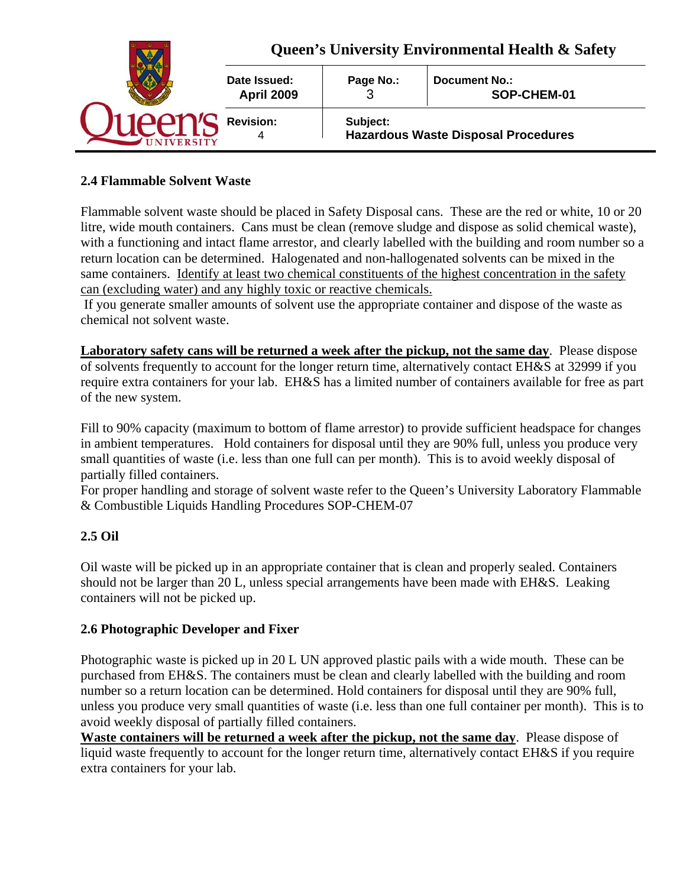## 2.4 Flammable Solvent Waste

Flammable solvent waste should be placed in Safety Disposal cans. These are the red or white, 10 or 20 litre, wide mouth containers. Cans must be clean (remove sludge and dispose as solid chemical waste), with a functioning and intact flame arrestor, and clearly labelled with the building and room number so a return location can be determined. Halogenated and non-hallogenated solvents can be mixed in the same containers. <u>Identify at least two chemical constituents of the highest concentration in the safety can (excluding water) and any highly toxic or reactive chemicals.</u>

If you generate smaller amounts of solvent use the appropriate container and dispose of the waste as chemical not solvent waste.

**<u>Laboratory safety cans will be returned a week after the pickup, not the same day</u>**. Please dispose of solvents frequently to account for the longer return time, alternatively contact EH&S at 32999 if you require extra containers for your lab. EH&S has a limited number of containers available for free as part of the new system.

Fill to 90% capacity (maximum to bottom of flame arrestor) to provide sufficient headspace for changes in ambient temperatures. Hold containers for disposal until they are 90% full, unless you produce very small quantities of waste (i.e. less than one full can per month). This is to avoid weekly disposal of partially filled containers.

For proper handling and storage of solvent waste refer to the Queen's University Laboratory Flammable & Combustible Liquids Handling Procedures SOP-CHEM-07

## 2.5 Oil

Oil waste will be picked up in an appropriate container that is clean and properly sealed. Containers should not be larger than 20 L, unless special arrangements have been made with EH&S. Leaking containers will not be picked up.

## 2.6 Photographic Developer and Fixer

Photographic waste is picked up in 20 L UN approved plastic pails with a wide mouth. These can be purchased from EH&S. The containers must be clean and clearly labelled with the building and room number so a return location can be determined. Hold containers for disposal until they are 90% full, unless you produce very small quantities of waste (i.e. less than one full container per month). This is to avoid weekly disposal of partially filled containers.

**<u>Waste containers will be returned a week after the pickup, not the same day</u>**. Please dispose of liquid waste frequently to account for the longer return time, alternatively contact EH&S if you require extra containers for your lab.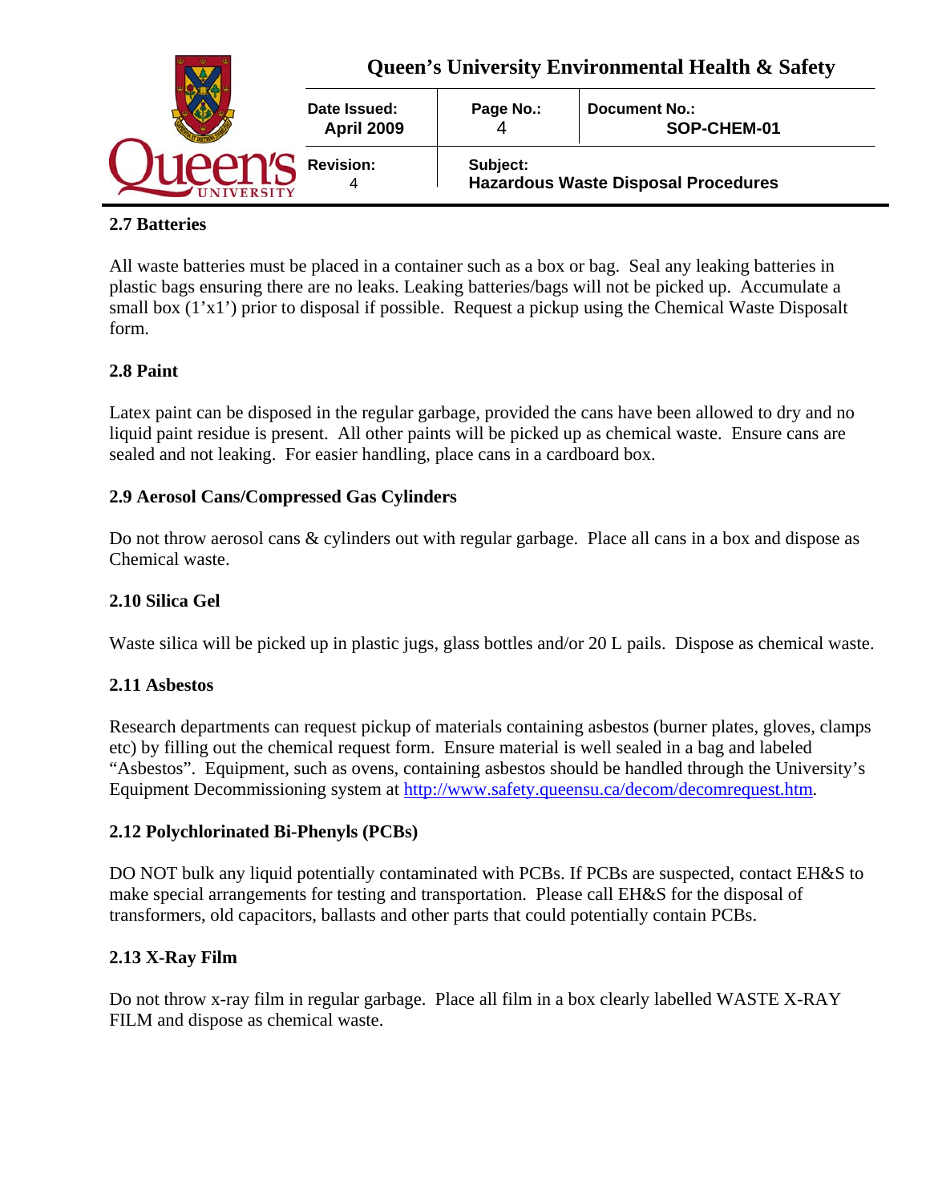## 2.7 Batteries

All waste batteries must be placed in a container such as a box or bag. Seal any leaking batteries in plastic bags ensuring there are no leaks. Leaking batteries/bags will not be picked up. Accumulate a small box (1'x1') prior to disposal if possible. Request a pickup using the Chemical Waste Disposalt form.

## 2.8 Paint

Latex paint can be disposed in the regular garbage, provided the cans have been allowed to dry and no liquid paint residue is present. All other paints will be picked up as chemical waste. Ensure cans are sealed and not leaking. For easier handling, place cans in a cardboard box.

## 2.9 Aerosol Cans/Compressed Gas Cylinders

Do not throw aerosol cans & cylinders out with regular garbage. Place all cans in a box and dispose as Chemical waste.

## 2.10 Silica Gel

Waste silica will be picked up in plastic jugs, glass bottles and/or 20 L pails. Dispose as chemical waste.

## 2.11 Asbestos

Research departments can request pickup of materials containing asbestos (burner plates, gloves, clamps etc) by filling out the chemical request form. Ensure material is well sealed in a bag and labeled "Asbestos". Equipment, such as ovens, containing asbestos should be handled through the University's Equipment Decommissioning system at http://www.safety.queensu.ca/decom/decomrequest.htm.

## 2.12 Polychlorinated Bi-Phenyls (PCBs)

DO NOT bulk any liquid potentially contaminated with PCBs. If PCBs are suspected, contact EH&S to make special arrangements for testing and transportation. Please call EH&S for the disposal of transformers, old capacitors, ballasts and other parts that could potentially contain PCBs.

## 2.13 X-Ray Film

Do not throw x-ray film in regular garbage. Place all film in a box clearly labelled WASTE X-RAY FILM and dispose as chemical waste.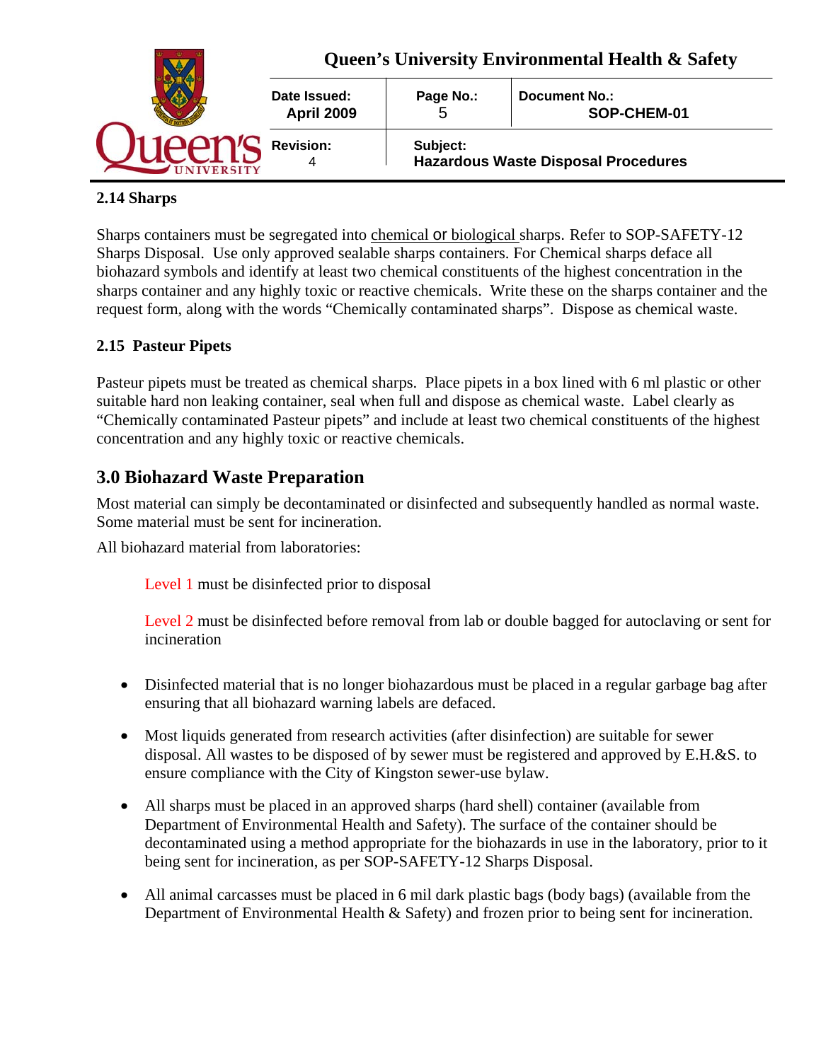### 2.14 Sharps

Sharps containers must be segregated into chemical or biological sharps. Refer to SOP-SAFETY-12 Sharps Disposal. Use only approved sealable sharps containers. For Chemical sharps deface all biohazard symbols and identify at least two chemical constituents of the highest concentration in the sharps container and any highly toxic or reactive chemicals. Write these on the sharps container and the request form, along with the words "Chemically contaminated sharps". Dispose as chemical waste.

### 2.15 Pasteur Pipets

Pasteur pipets must be treated as chemical sharps. Place pipets in a box lined with 6 ml plastic or other suitable hard non leaking container, seal when full and dispose as chemical waste. Label clearly as "Chemically contaminated Pasteur pipets" and include at least two chemical constituents of the highest concentration and any highly toxic or reactive chemicals.

## 3.0 Biohazard Waste Preparation

Most material can simply be decontaminated or disinfected and subsequently handled as normal waste. Some material must be sent for incineration.

All biohazard material from laboratories:

Level 1 must be disinfected prior to disposal

Level 2 must be disinfected before removal from lab or double bagged for autoclaving or sent for incineration

- Disinfected material that is no longer biohazardous must be placed in a regular garbage bag after ensuring that all biohazard warning labels are defaced.
- Most liquids generated from research activities (after disinfection) are suitable for sewer disposal. All wastes to be disposed of by sewer must be registered and approved by E.H.&S. to ensure compliance with the City of Kingston sewer-use bylaw.
- All sharps must be placed in an approved sharps (hard shell) container (available from Department of Environmental Health and Safety). The surface of the container should be decontaminated using a method appropriate for the biohazards in use in the laboratory, prior to it being sent for incineration, as per SOP-SAFETY-12 Sharps Disposal.
- All animal carcasses must be placed in 6 mil dark plastic bags (body bags) (available from the Department of Environmental Health & Safety) and frozen prior to being sent for incineration.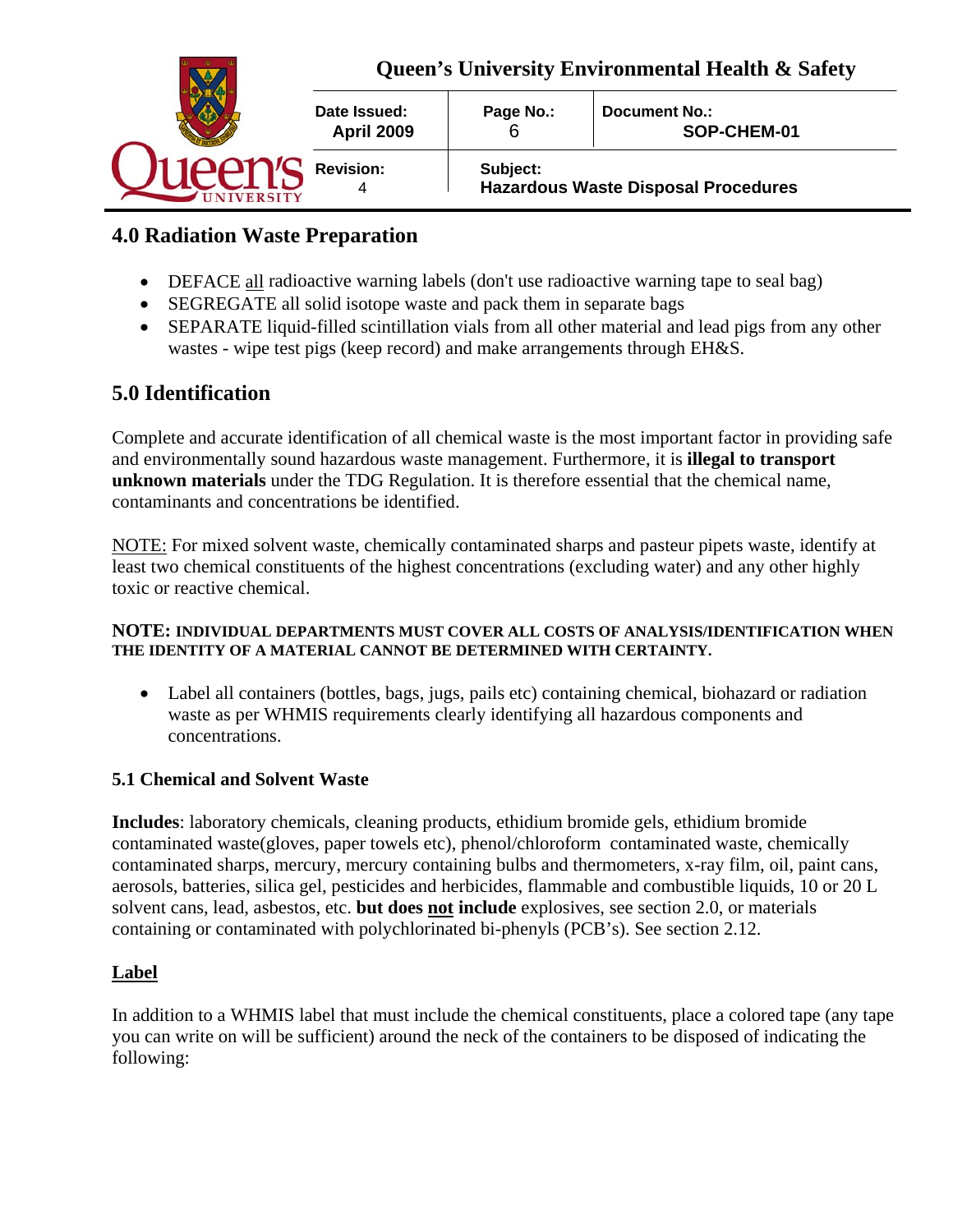## 4.0 Radiation Waste Preparation

- DEFACE <u>all</u> radioactive warning labels (don't use radioactive warning tape to seal bag)
- SEGREGATE all solid isotope waste and pack them in separate bags
- SEPARATE liquid-filled scintillation vials from all other material and lead pigs from any other wastes - wipe test pigs (keep record) and make arrangements through EH&S.

## 5.0 Identification

Complete and accurate identification of all chemical waste is the most important factor in providing safe and environmentally sound hazardous waste management. Furthermore, it is **illegal to transport unknown materials** under the TDG Regulation. It is therefore essential that the chemical name, contaminants and concentrations be identified.

<u>NOTE:</u> For mixed solvent waste, chemically contaminated sharps and pasteur pipets waste, identify at least two chemical constituents of the highest concentrations (excluding water) and any other highly toxic or reactive chemical.

**NOTE: INDIVIDUAL DEPARTMENTS MUST COVER ALL COSTS OF ANALYSIS/IDENTIFICATION WHEN THE IDENTITY OF A MATERIAL CANNOT BE DETERMINED WITH CERTAINTY.**

- Label all containers (bottles, bags, jugs, pails etc) containing chemical, biohazard or radiation waste as per WHMIS requirements clearly identifying all hazardous components and concentrations.

### 5.1 Chemical and Solvent Waste

**Includes**: laboratory chemicals, cleaning products, ethidium bromide gels, ethidium bromide contaminated waste(gloves, paper towels etc), phenol/chloroform contaminated waste, chemically contaminated sharps, mercury, mercury containing bulbs and thermometers, x-ray film, oil, paint cans, aerosols, batteries, silica gel, pesticides and herbicides, flammable and combustible liquids, 10 or 20 L solvent cans, lead, asbestos, etc. **but does <u>not</u> include** explosives, see section 2.0, or materials containing or contaminated with polychlorinated bi-phenyls (PCB's). See section 2.12.

**<u>Label</u>**

In addition to a WHMIS label that must include the chemical constituents, place a colored tape (any tape you can write on will be sufficient) around the neck of the containers to be disposed of indicating the following: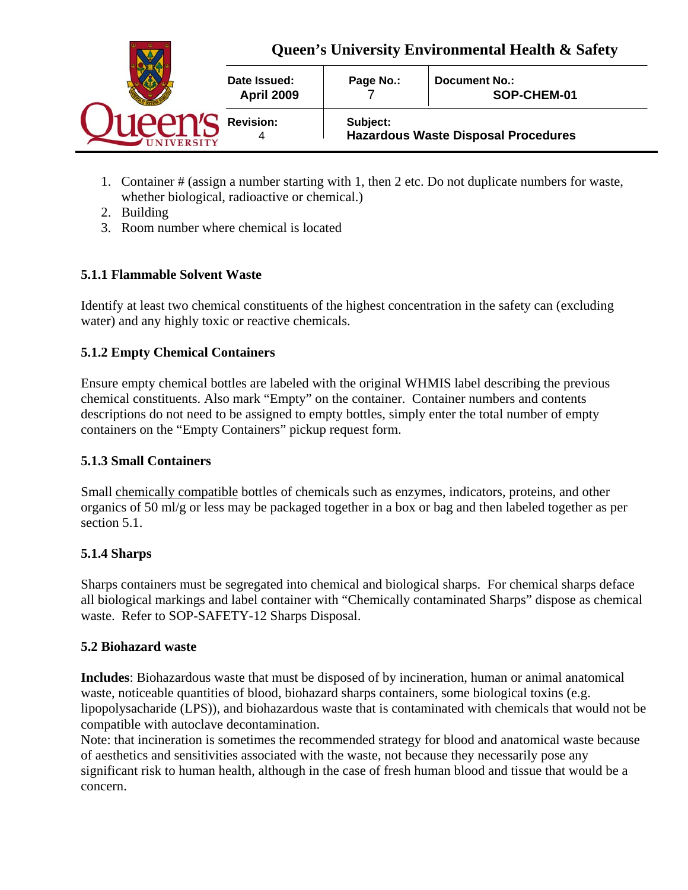1. Container # (assign a number starting with 1, then 2 etc. Do not duplicate numbers for waste, whether biological, radioactive or chemical.)
2. Building
3. Room number where chemical is located

### 5.1.1 Flammable Solvent Waste

Identify at least two chemical constituents of the highest concentration in the safety can (excluding water) and any highly toxic or reactive chemicals.

### 5.1.2 Empty Chemical Containers

Ensure empty chemical bottles are labeled with the original WHMIS label describing the previous chemical constituents. Also mark "Empty" on the container. Container numbers and contents descriptions do not need to be assigned to empty bottles, simply enter the total number of empty containers on the "Empty Containers" pickup request form.

### 5.1.3 Small Containers

Small chemically compatible bottles of chemicals such as enzymes, indicators, proteins, and other organics of 50 ml/g or less may be packaged together in a box or bag and then labeled together as per section 5.1.

### 5.1.4 Sharps

Sharps containers must be segregated into chemical and biological sharps. For chemical sharps deface all biological markings and label container with "Chemically contaminated Sharps" dispose as chemical waste. Refer to SOP-SAFETY-12 Sharps Disposal.

## 5.2 Biohazard waste

**Includes**: Biohazardous waste that must be disposed of by incineration, human or animal anatomical waste, noticeable quantities of blood, biohazard sharps containers, some biological toxins (e.g. lipopolysacharide (LPS)), and biohazardous waste that is contaminated with chemicals that would not be compatible with autoclave decontamination.
Note: that incineration is sometimes the recommended strategy for blood and anatomical waste because of aesthetics and sensitivities associated with the waste, not because they necessarily pose any significant risk to human health, although in the case of fresh human blood and tissue that would be a concern.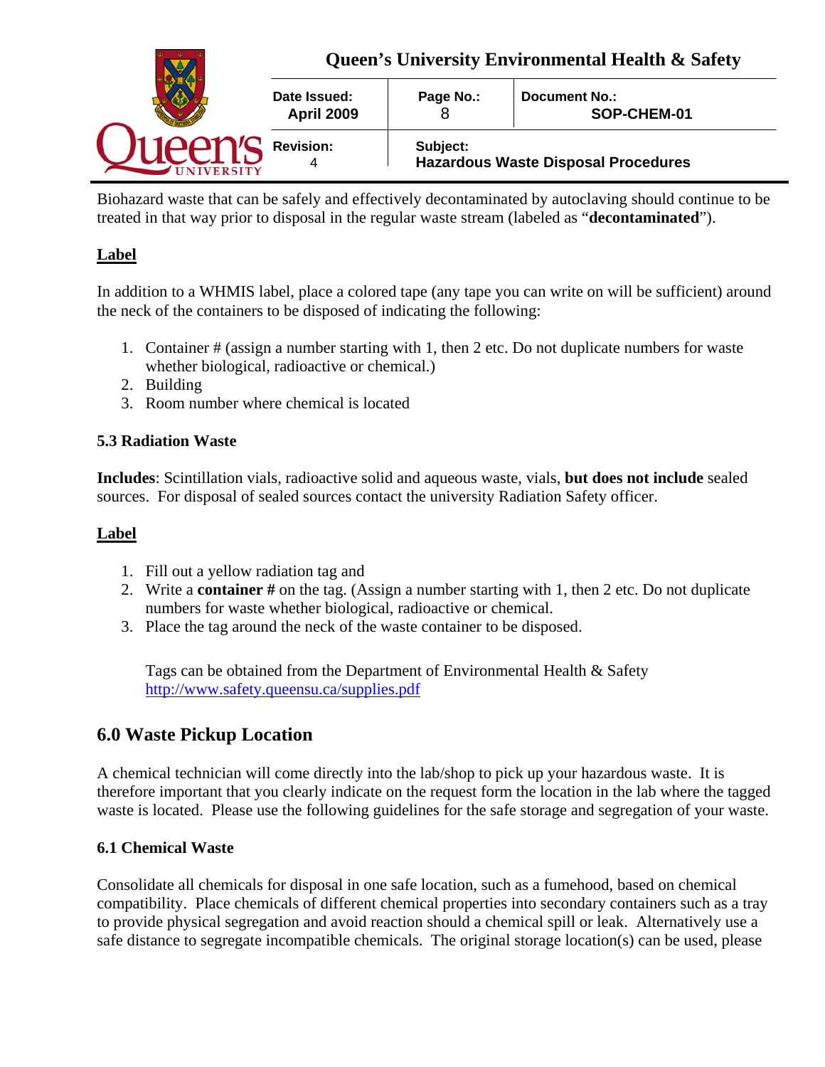Biohazard waste that can be safely and effectively decontaminated by autoclaving should continue to be treated in that way prior to disposal in the regular waste stream (labeled as "**decontaminated**").

**Label**

In addition to a WHMIS label, place a colored tape (any tape you can write on will be sufficient) around the neck of the containers to be disposed of indicating the following:

1. Container # (assign a number starting with 1, then 2 etc. Do not duplicate numbers for waste whether biological, radioactive or chemical.)
2. Building
3. Room number where chemical is located

### 5.3 Radiation Waste

**Includes**: Scintillation vials, radioactive solid and aqueous waste, vials, **but does not include** sealed sources. For disposal of sealed sources contact the university Radiation Safety officer.

**Label**

1. Fill out a yellow radiation tag and
2. Write a **container #** on the tag. (Assign a number starting with 1, then 2 etc. Do not duplicate numbers for waste whether biological, radioactive or chemical.
3. Place the tag around the neck of the waste container to be disposed.

   Tags can be obtained from the Department of Environmental Health & Safety
   http://www.safety.queensu.ca/supplies.pdf

## 6.0 Waste Pickup Location

A chemical technician will come directly into the lab/shop to pick up your hazardous waste. It is therefore important that you clearly indicate on the request form the location in the lab where the tagged waste is located. Please use the following guidelines for the safe storage and segregation of your waste.

### 6.1 Chemical Waste

Consolidate all chemicals for disposal in one safe location, such as a fumehood, based on chemical compatibility. Place chemicals of different chemical properties into secondary containers such as a tray to provide physical segregation and avoid reaction should a chemical spill or leak. Alternatively use a safe distance to segregate incompatible chemicals. The original storage location(s) can be used, please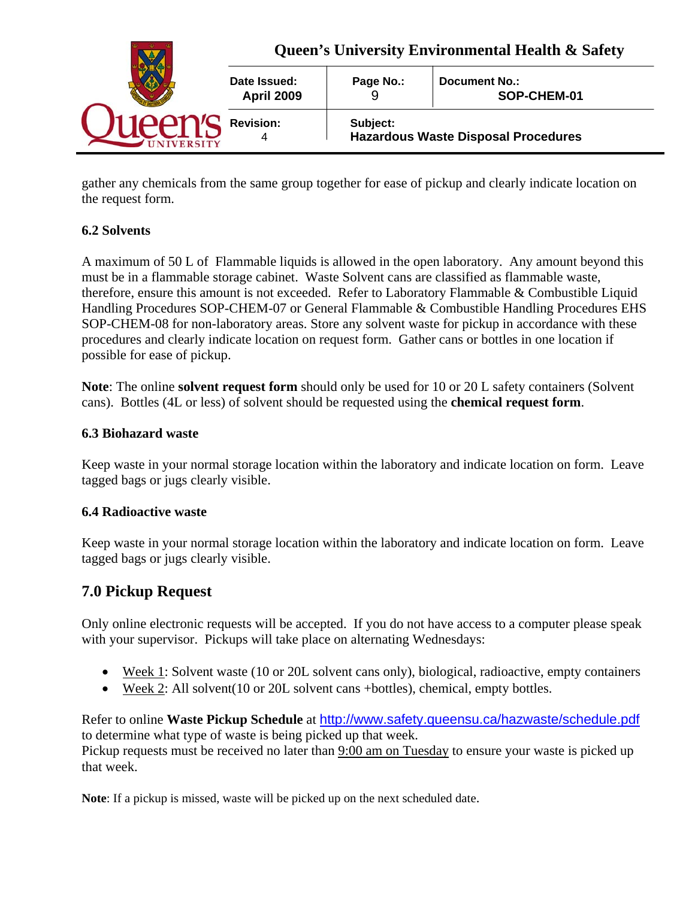gather any chemicals from the same group together for ease of pickup and clearly indicate location on the request form.

### 6.2 Solvents

A maximum of 50 L of Flammable liquids is allowed in the open laboratory. Any amount beyond this must be in a flammable storage cabinet. Waste Solvent cans are classified as flammable waste, therefore, ensure this amount is not exceeded. Refer to Laboratory Flammable & Combustible Liquid Handling Procedures SOP-CHEM-07 or General Flammable & Combustible Handling Procedures EHS SOP-CHEM-08 for non-laboratory areas. Store any solvent waste for pickup in accordance with these procedures and clearly indicate location on request form. Gather cans or bottles in one location if possible for ease of pickup.

**Note**: The online **solvent request form** should only be used for 10 or 20 L safety containers (Solvent cans). Bottles (4L or less) of solvent should be requested using the **chemical request form**.

### 6.3 Biohazard waste

Keep waste in your normal storage location within the laboratory and indicate location on form. Leave tagged bags or jugs clearly visible.

### 6.4 Radioactive waste

Keep waste in your normal storage location within the laboratory and indicate location on form. Leave tagged bags or jugs clearly visible.

## 7.0 Pickup Request

Only online electronic requests will be accepted. If you do not have access to a computer please speak with your supervisor. Pickups will take place on alternating Wednesdays:

- Week 1: Solvent waste (10 or 20L solvent cans only), biological, radioactive, empty containers
- Week 2: All solvent(10 or 20L solvent cans +bottles), chemical, empty bottles.

Refer to online **Waste Pickup Schedule** at http://www.safety.queensu.ca/hazwaste/schedule.pdf to determine what type of waste is being picked up that week.
Pickup requests must be received no later than 9:00 am on Tuesday to ensure your waste is picked up that week.

**Note**: If a pickup is missed, waste will be picked up on the next scheduled date.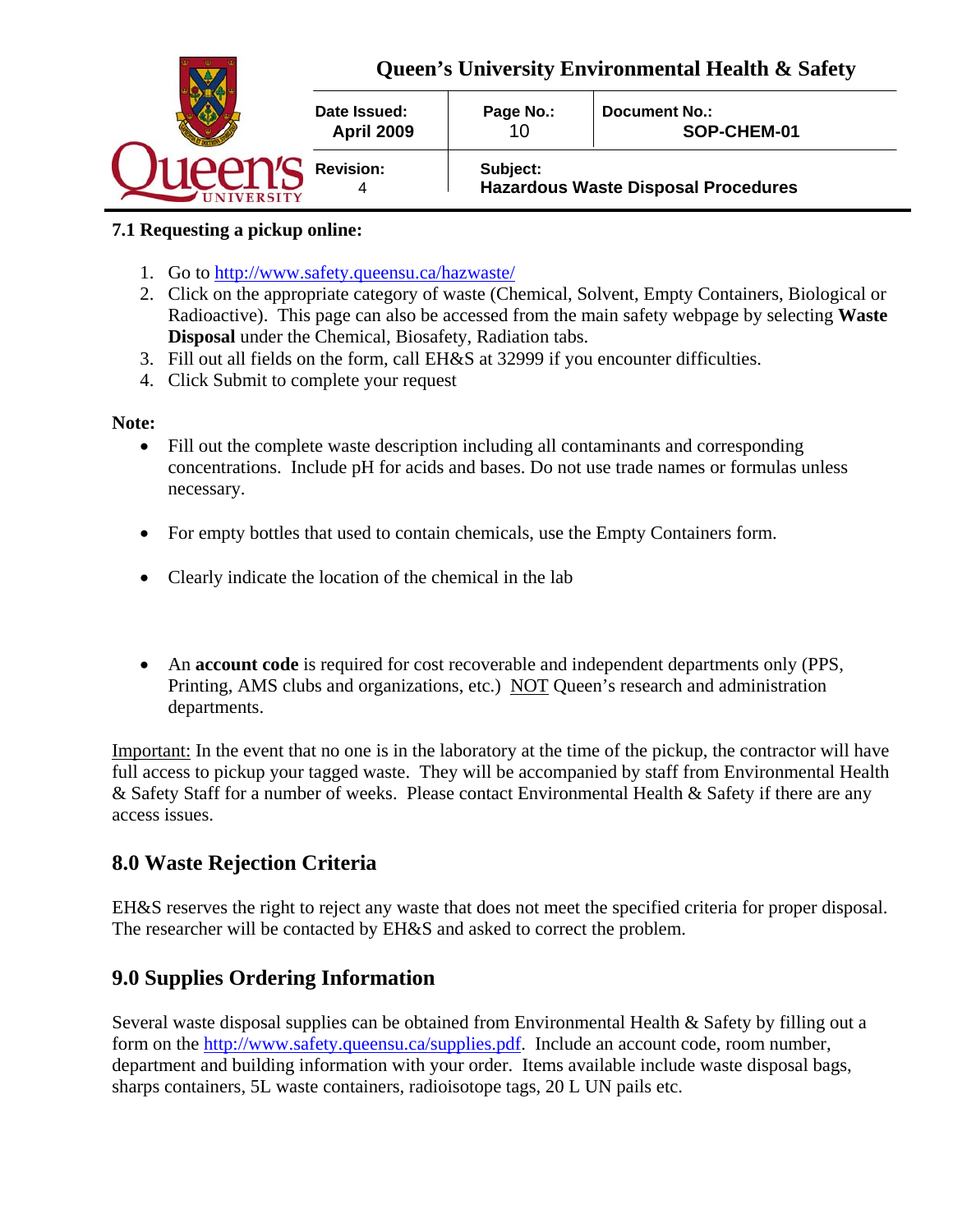### 7.1 Requesting a pickup online:

1. Go to http://www.safety.queensu.ca/hazwaste/
2. Click on the appropriate category of waste (Chemical, Solvent, Empty Containers, Biological or Radioactive). This page can also be accessed from the main safety webpage by selecting **Waste Disposal** under the Chemical, Biosafety, Radiation tabs.
3. Fill out all fields on the form, call EH&S at 32999 if you encounter difficulties.
4. Click Submit to complete your request

**Note:**

- Fill out the complete waste description including all contaminants and corresponding concentrations. Include pH for acids and bases. Do not use trade names or formulas unless necessary.
- For empty bottles that used to contain chemicals, use the Empty Containers form.
- Clearly indicate the location of the chemical in the lab
- An **account code** is required for cost recoverable and independent departments only (PPS, Printing, AMS clubs and organizations, etc.) NOT Queen's research and administration departments.

Important: In the event that no one is in the laboratory at the time of the pickup, the contractor will have full access to pickup your tagged waste. They will be accompanied by staff from Environmental Health & Safety Staff for a number of weeks. Please contact Environmental Health & Safety if there are any access issues.

## 8.0 Waste Rejection Criteria

EH&S reserves the right to reject any waste that does not meet the specified criteria for proper disposal. The researcher will be contacted by EH&S and asked to correct the problem.

## 9.0 Supplies Ordering Information

Several waste disposal supplies can be obtained from Environmental Health & Safety by filling out a form on the http://www.safety.queensu.ca/supplies.pdf. Include an account code, room number, department and building information with your order. Items available include waste disposal bags, sharps containers, 5L waste containers, radioisotope tags, 20 L UN pails etc.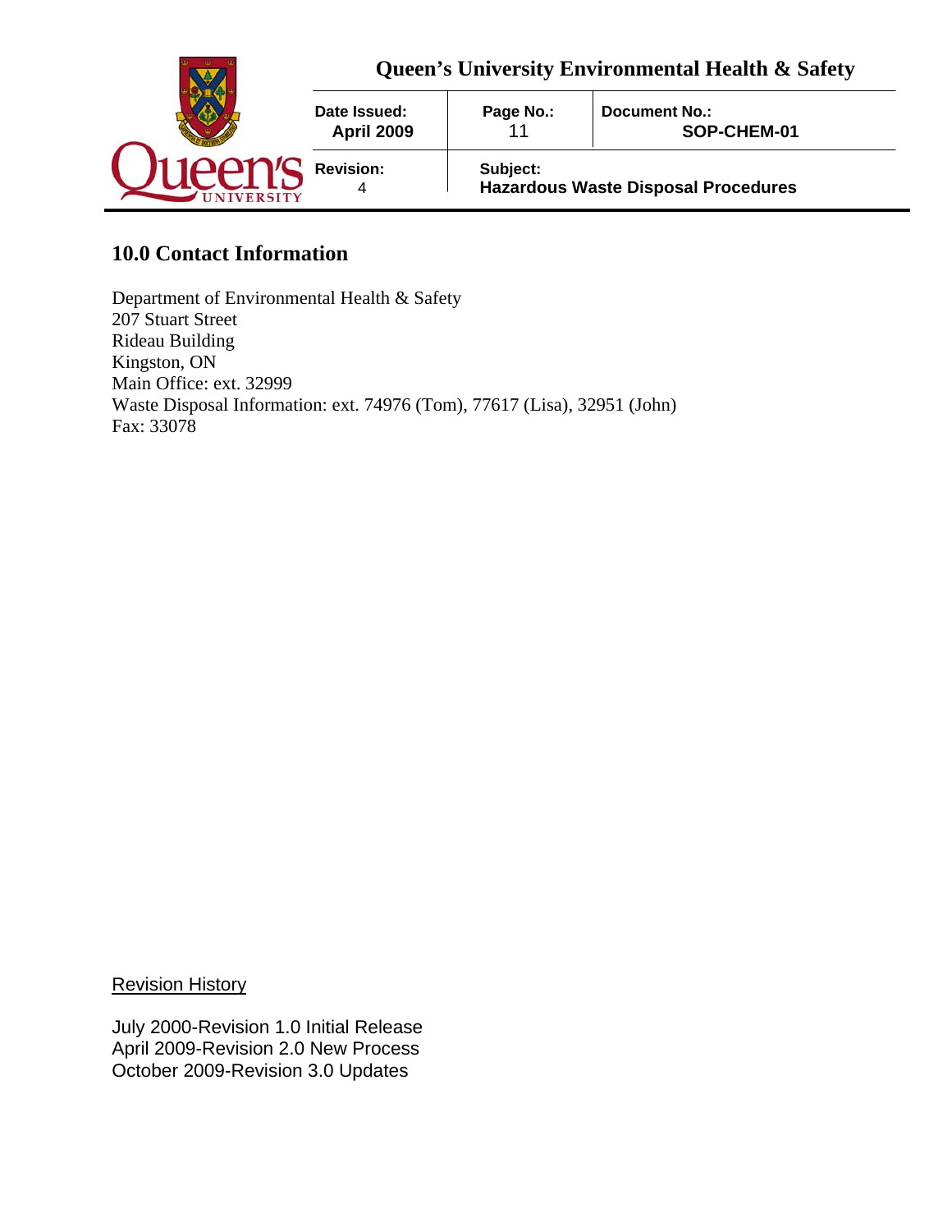## 10.0 Contact Information

Department of Environmental Health & Safety
207 Stuart Street
Rideau Building
Kingston, ON
Main Office: ext. 32999
Waste Disposal Information: ext. 74976 (Tom), 77617 (Lisa), 32951 (John)
Fax: 33078

Revision History

July 2000-Revision 1.0 Initial Release
April 2009-Revision 2.0 New Process
October 2009-Revision 3.0 Updates